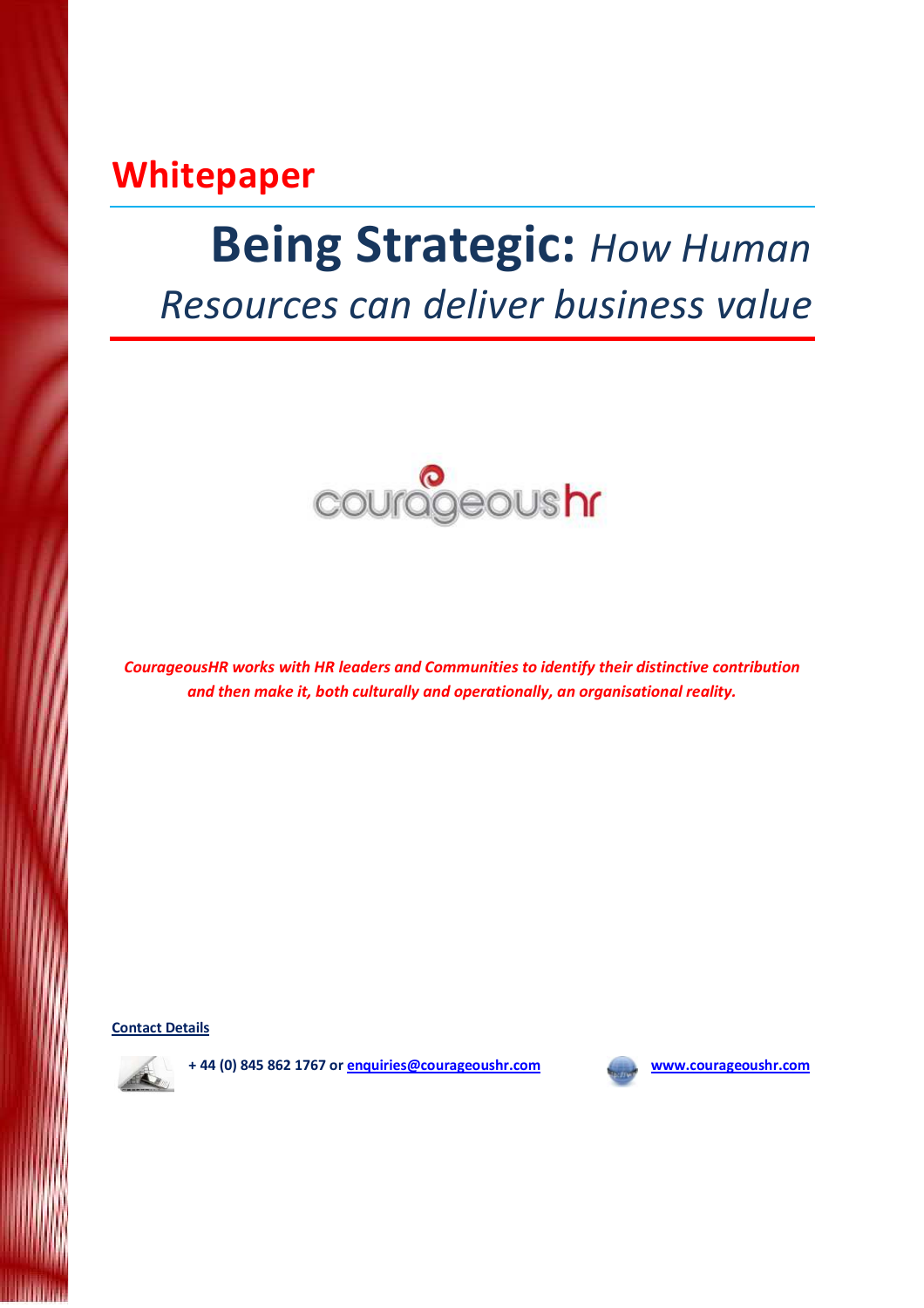**Whitepaper**

# Being Strategic: *How Human Resources can deliver business value*

courageous hr

***CourageousHR works with HR leaders and Communities to identify their distinctive contribution and then make it, both culturally and operationally, an organisational reality.***

**Contact Details**

**+ 44 (0) 845 862 1767 or enquiries@courageoushr.com**

**www.courageoushr.com**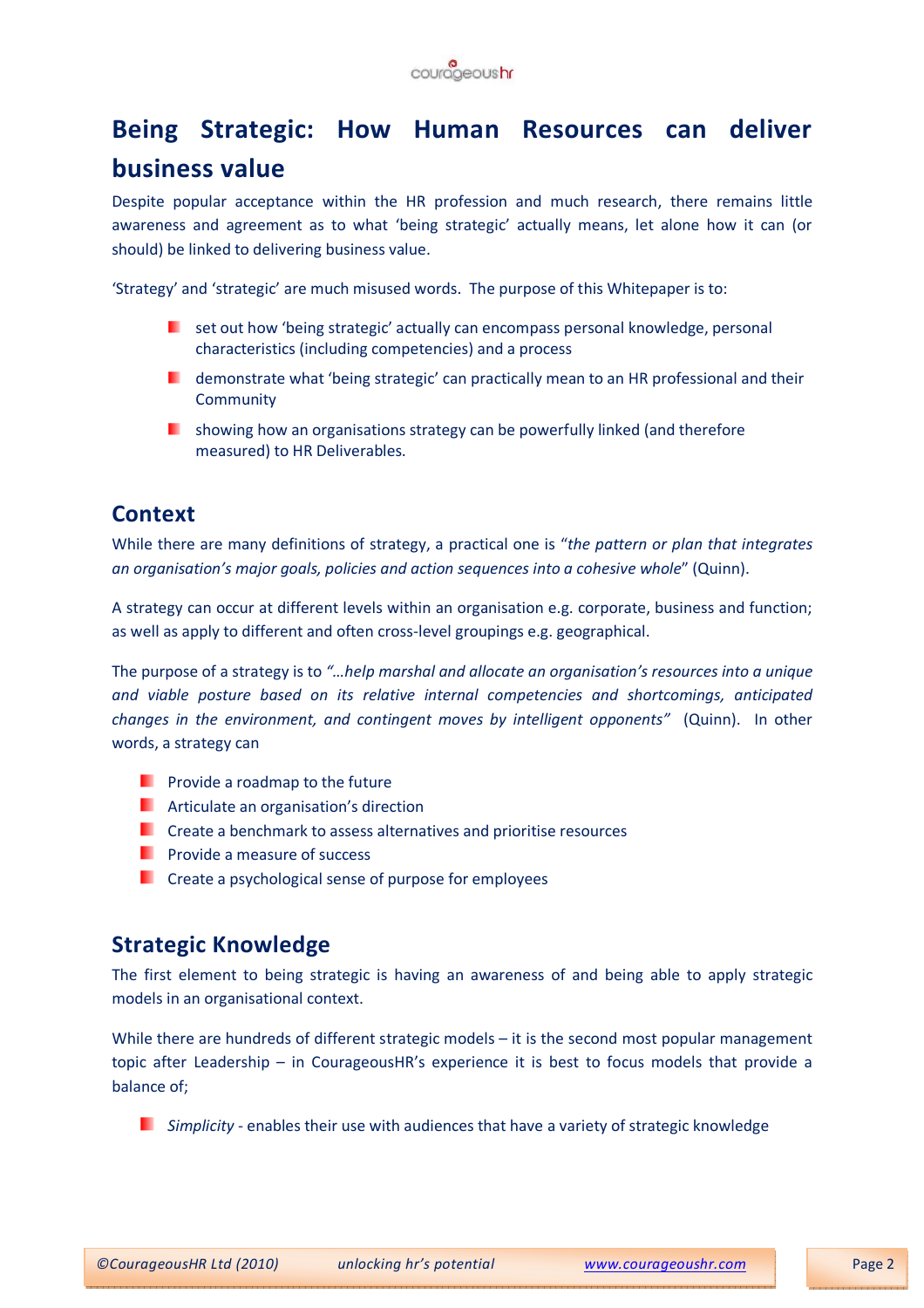# Being Strategic: How Human Resources can deliver business value

Despite popular acceptance within the HR profession and much research, there remains little awareness and agreement as to what 'being strategic' actually means, let alone how it can (or should) be linked to delivering business value.

'Strategy' and 'strategic' are much misused words. The purpose of this Whitepaper is to:

- set out how 'being strategic' actually can encompass personal knowledge, personal characteristics (including competencies) and a process
- demonstrate what 'being strategic' can practically mean to an HR professional and their Community
- showing how an organisations strategy can be powerfully linked (and therefore measured) to HR Deliverables.

## Context

While there are many definitions of strategy, a practical one is "*the pattern or plan that integrates an organisation's major goals, policies and action sequences into a cohesive whole*" (Quinn).

A strategy can occur at different levels within an organisation e.g. corporate, business and function; as well as apply to different and often cross-level groupings e.g. geographical.

The purpose of a strategy is to *"…help marshal and allocate an organisation's resources into a unique and viable posture based on its relative internal competencies and shortcomings, anticipated changes in the environment, and contingent moves by intelligent opponents"* (Quinn). In other words, a strategy can

- Provide a roadmap to the future
- Articulate an organisation's direction
- Create a benchmark to assess alternatives and prioritise resources
- Provide a measure of success
- Create a psychological sense of purpose for employees

## Strategic Knowledge

The first element to being strategic is having an awareness of and being able to apply strategic models in an organisational context.

While there are hundreds of different strategic models – it is the second most popular management topic after Leadership – in CourageousHR's experience it is best to focus models that provide a balance of;

- *Simplicity* - enables their use with audiences that have a variety of strategic knowledge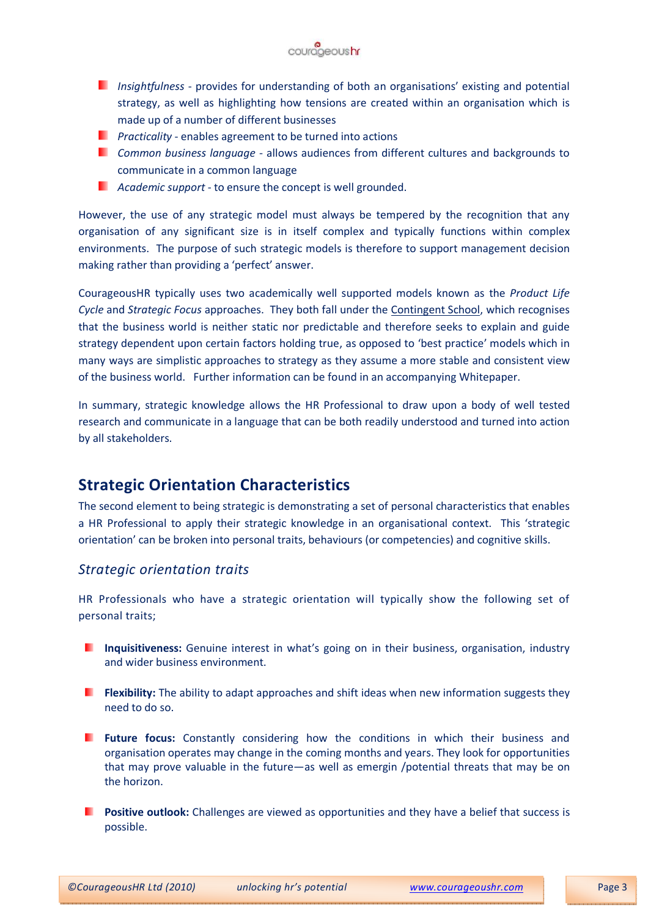- *Insightfulness* - provides for understanding of both an organisations' existing and potential strategy, as well as highlighting how tensions are created within an organisation which is made up of a number of different businesses
- *Practicality* - enables agreement to be turned into actions
- *Common business language* - allows audiences from different cultures and backgrounds to communicate in a common language
- *Academic support* - to ensure the concept is well grounded.

However, the use of any strategic model must always be tempered by the recognition that any organisation of any significant size is in itself complex and typically functions within complex environments. The purpose of such strategic models is therefore to support management decision making rather than providing a 'perfect' answer.

CourageousHR typically uses two academically well supported models known as the *Product Life Cycle* and *Strategic Focus* approaches. They both fall under the Contingent School, which recognises that the business world is neither static nor predictable and therefore seeks to explain and guide strategy dependent upon certain factors holding true, as opposed to 'best practice' models which in many ways are simplistic approaches to strategy as they assume a more stable and consistent view of the business world. Further information can be found in an accompanying Whitepaper.

In summary, strategic knowledge allows the HR Professional to draw upon a body of well tested research and communicate in a language that can be both readily understood and turned into action by all stakeholders.

## Strategic Orientation Characteristics

The second element to being strategic is demonstrating a set of personal characteristics that enables a HR Professional to apply their strategic knowledge in an organisational context. This 'strategic orientation' can be broken into personal traits, behaviours (or competencies) and cognitive skills.

### *Strategic orientation traits*

HR Professionals who have a strategic orientation will typically show the following set of personal traits;

- **Inquisitiveness:** Genuine interest in what's going on in their business, organisation, industry and wider business environment.
- **Flexibility:** The ability to adapt approaches and shift ideas when new information suggests they need to do so.
- **Future focus:** Constantly considering how the conditions in which their business and organisation operates may change in the coming months and years. They look for opportunities that may prove valuable in the future—as well as emergin /potential threats that may be on the horizon.
- **Positive outlook:** Challenges are viewed as opportunities and they have a belief that success is possible.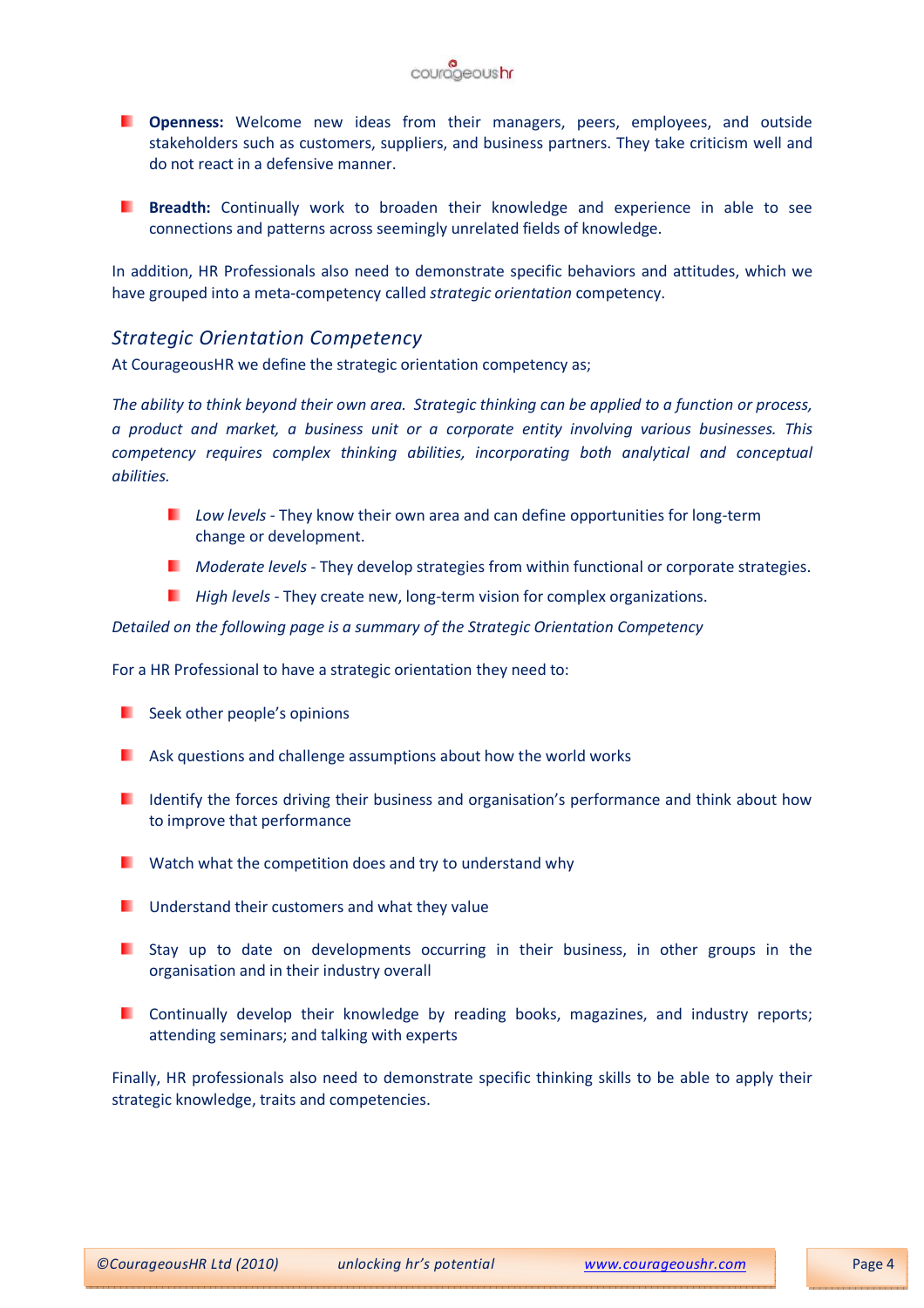- **Openness:** Welcome new ideas from their managers, peers, employees, and outside stakeholders such as customers, suppliers, and business partners. They take criticism well and do not react in a defensive manner.

- **Breadth:** Continually work to broaden their knowledge and experience in able to see connections and patterns across seemingly unrelated fields of knowledge.

In addition, HR Professionals also need to demonstrate specific behaviors and attitudes, which we have grouped into a meta-competency called *strategic orientation* competency.

## *Strategic Orientation Competency*

At CourageousHR we define the strategic orientation competency as;

*The ability to think beyond their own area. Strategic thinking can be applied to a function or process, a product and market, a business unit or a corporate entity involving various businesses. This competency requires complex thinking abilities, incorporating both analytical and conceptual abilities.*

- *Low levels* - They know their own area and can define opportunities for long-term change or development.
- *Moderate levels* - They develop strategies from within functional or corporate strategies.
- *High levels* - They create new, long-term vision for complex organizations.

*Detailed on the following page is a summary of the Strategic Orientation Competency*

For a HR Professional to have a strategic orientation they need to:

- Seek other people's opinions

- Ask questions and challenge assumptions about how the world works

- Identify the forces driving their business and organisation's performance and think about how to improve that performance

- Watch what the competition does and try to understand why

- Understand their customers and what they value

- Stay up to date on developments occurring in their business, in other groups in the organisation and in their industry overall

- Continually develop their knowledge by reading books, magazines, and industry reports; attending seminars; and talking with experts

Finally, HR professionals also need to demonstrate specific thinking skills to be able to apply their strategic knowledge, traits and competencies.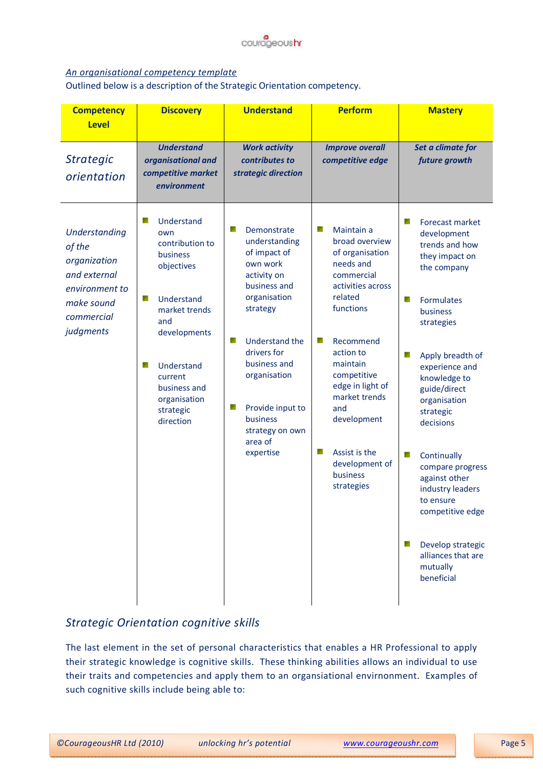<u>*An organisational competency template*</u>

Outlined below is a description of the Strategic Orientation competency.

| Competency Level | Discovery | Understand | Perform | Mastery |
|---|---|---|---|---|
| *Strategic orientation* | ***Understand organisational and competitive market environment*** | ***Work activity contributes to strategic direction*** | ***Improve overall competitive edge*** | ***Set a climate for future growth*** |
| *Understanding of the organization and external environment to make sound commercial judgments* | ■ Understand own contribution to business objectives<br>■ Understand market trends and developments<br>■ Understand current business and organisation strategic direction | ■ Demonstrate understanding of impact of own work activity on business and organisation strategy<br>■ Understand the drivers for business and organisation<br>■ Provide input to business strategy on own area of expertise | ■ Maintain a broad overview of organisation needs and commercial activities across related functions<br>■ Recommend action to maintain competitive edge in light of market trends and development<br>■ Assist is the development of business strategies | ■ Forecast market development trends and how they impact on the company<br>■ Formulates business strategies<br>■ Apply breadth of experience and knowledge to guide/direct organisation strategic decisions<br>■ Continually compare progress against other industry leaders to ensure competitive edge<br>■ Develop strategic alliances that are mutually beneficial |

## *Strategic Orientation cognitive skills*

The last element in the set of personal characteristics that enables a HR Professional to apply their strategic knowledge is cognitive skills. These thinking abilities allows an individual to use their traits and competencies and apply them to an organsiational envirnonment. Examples of such cognitive skills include being able to: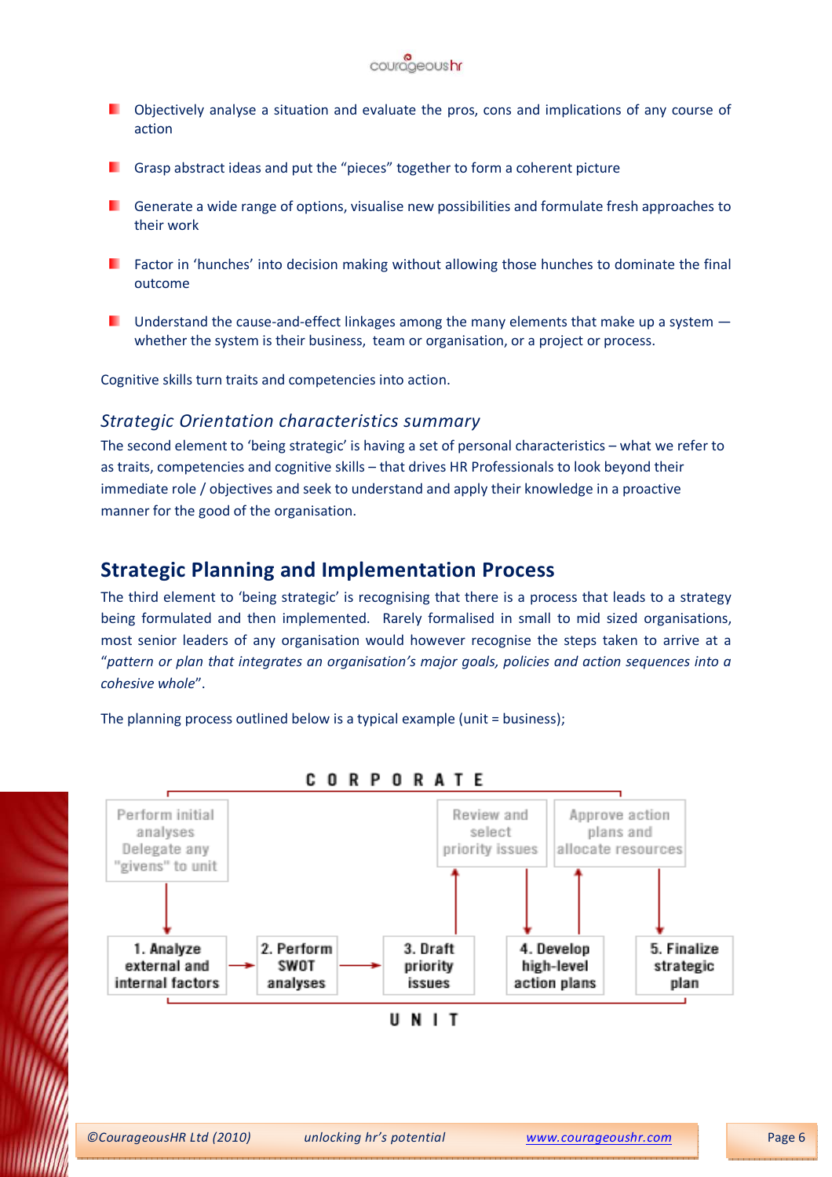- Objectively analyse a situation and evaluate the pros, cons and implications of any course of action
- Grasp abstract ideas and put the "pieces" together to form a coherent picture
- Generate a wide range of options, visualise new possibilities and formulate fresh approaches to their work
- Factor in 'hunches' into decision making without allowing those hunches to dominate the final outcome
- Understand the cause-and-effect linkages among the many elements that make up a system — whether the system is their business, team or organisation, or a project or process.

Cognitive skills turn traits and competencies into action.

### *Strategic Orientation characteristics summary*

The second element to 'being strategic' is having a set of personal characteristics – what we refer to as traits, competencies and cognitive skills – that drives HR Professionals to look beyond their immediate role / objectives and seek to understand and apply their knowledge in a proactive manner for the good of the organisation.

## Strategic Planning and Implementation Process

The third element to 'being strategic' is recognising that there is a process that leads to a strategy being formulated and then implemented. Rarely formalised in small to mid sized organisations, most senior leaders of any organisation would however recognise the steps taken to arrive at a "*pattern or plan that integrates an organisation's major goals, policies and action sequences into a cohesive whole*".

The planning process outlined below is a typical example (unit = business);

CORPORATE

- Perform initial analyses Delegate any "givens" to unit
- Review and select priority issues
- Approve action plans and allocate resources

UNIT

1. Analyze external and internal factors
2. Perform SWOT analyses
3. Draft priority issues
4. Develop high-level action plans
5. Finalize strategic plan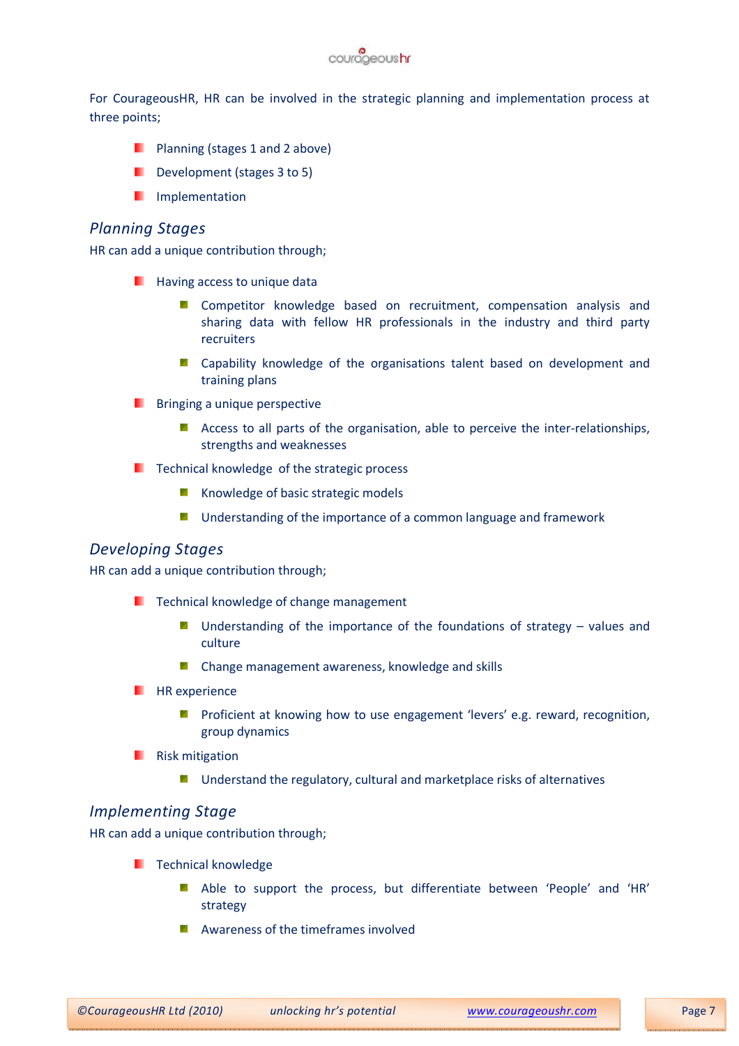For CourageousHR, HR can be involved in the strategic planning and implementation process at three points;

- Planning (stages 1 and 2 above)
- Development (stages 3 to 5)
- Implementation

## *Planning Stages*

HR can add a unique contribution through;

- Having access to unique data
  - Competitor knowledge based on recruitment, compensation analysis and sharing data with fellow HR professionals in the industry and third party recruiters
  - Capability knowledge of the organisations talent based on development and training plans
- Bringing a unique perspective
  - Access to all parts of the organisation, able to perceive the inter-relationships, strengths and weaknesses
- Technical knowledge of the strategic process
  - Knowledge of basic strategic models
  - Understanding of the importance of a common language and framework

## *Developing Stages*

HR can add a unique contribution through;

- Technical knowledge of change management
  - Understanding of the importance of the foundations of strategy – values and culture
  - Change management awareness, knowledge and skills
- HR experience
  - Proficient at knowing how to use engagement 'levers' e.g. reward, recognition, group dynamics
- Risk mitigation
  - Understand the regulatory, cultural and marketplace risks of alternatives

## *Implementing Stage*

HR can add a unique contribution through;

- Technical knowledge
  - Able to support the process, but differentiate between 'People' and 'HR' strategy
  - Awareness of the timeframes involved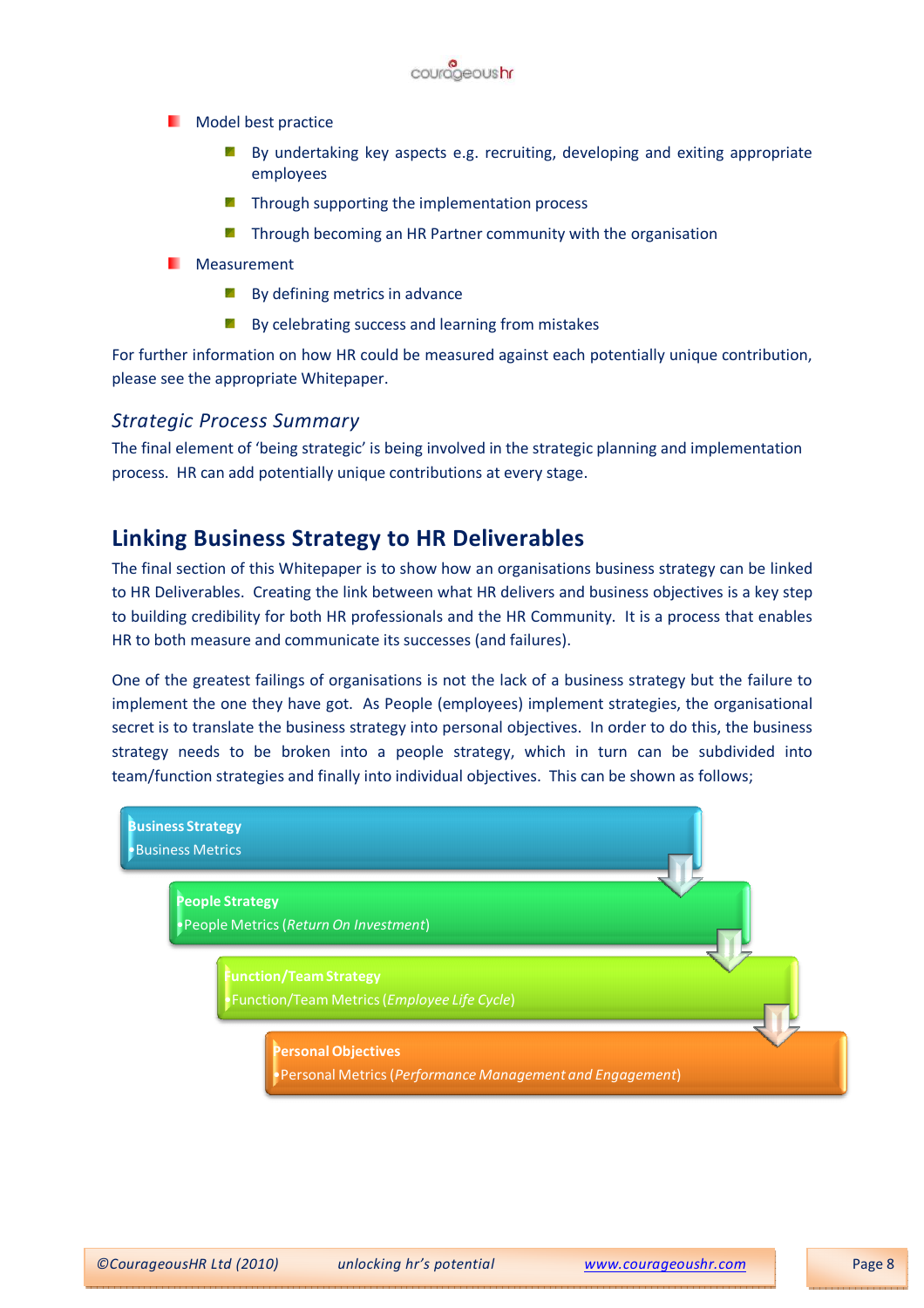- Model best practice
  - By undertaking key aspects e.g. recruiting, developing and exiting appropriate employees
  - Through supporting the implementation process
  - Through becoming an HR Partner community with the organisation
- Measurement
  - By defining metrics in advance
  - By celebrating success and learning from mistakes

For further information on how HR could be measured against each potentially unique contribution, please see the appropriate Whitepaper.

### *Strategic Process Summary*

The final element of 'being strategic' is being involved in the strategic planning and implementation process. HR can add potentially unique contributions at every stage.

## Linking Business Strategy to HR Deliverables

The final section of this Whitepaper is to show how an organisations business strategy can be linked to HR Deliverables. Creating the link between what HR delivers and business objectives is a key step to building credibility for both HR professionals and the HR Community. It is a process that enables HR to both measure and communicate its successes (and failures).

One of the greatest failings of organisations is not the lack of a business strategy but the failure to implement the one they have got. As People (employees) implement strategies, the organisational secret is to translate the business strategy into personal objectives. In order to do this, the business strategy needs to be broken into a people strategy, which in turn can be subdivided into team/function strategies and finally into individual objectives. This can be shown as follows;

**Business Strategy**
- Business Metrics

**People Strategy**
- People Metrics (*Return On Investment*)

**Function/Team Strategy**
- Function/Team Metrics (*Employee Life Cycle*)

**Personal Objectives**
- Personal Metrics (*Performance Management and Engagement*)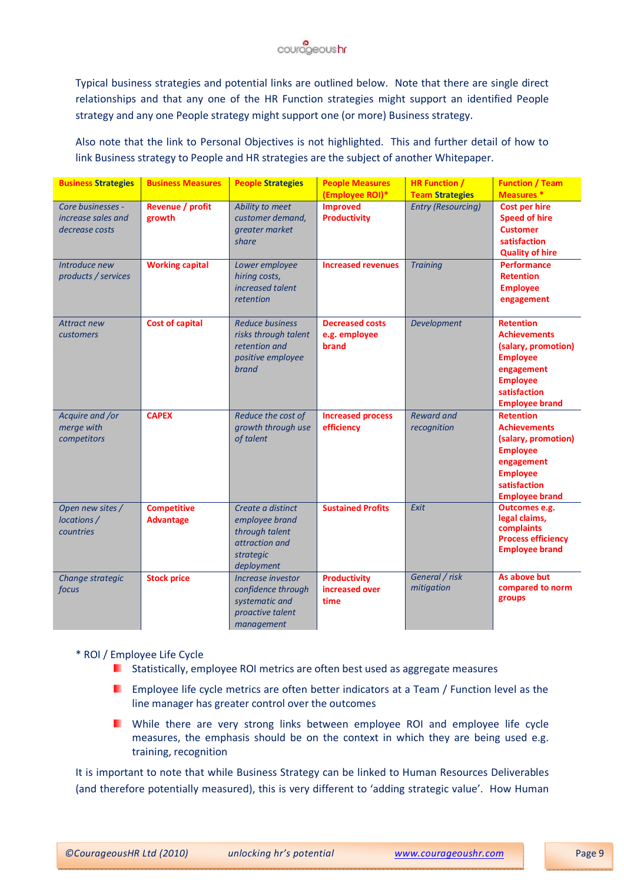Typical business strategies and potential links are outlined below. Note that there are single direct relationships and that any one of the HR Function strategies might support an identified People strategy and any one People strategy might support one (or more) Business strategy.

Also note that the link to Personal Objectives is not highlighted. This and further detail of how to link Business strategy to People and HR strategies are the subject of another Whitepaper.

| **Business Strategies** | **Business Measures** | **People Strategies** | **People Measures (Employee ROI)*** | **HR Function / Team Strategies** | **Function / Team Measures *** |
|---|---|---|---|---|---|
| *Core businesses - increase sales and decrease costs* | **Revenue / profit growth** | *Ability to meet customer demand, greater market share* | **Improved Productivity** | *Entry (Resourcing)* | **Cost per hire Speed of hire Customer satisfaction Quality of hire** |
| *Introduce new products / services* | **Working capital** | *Lower employee hiring costs, increased talent retention* | **Increased revenues** | *Training* | **Performance Retention Employee engagement** |
| *Attract new customers* | **Cost of capital** | *Reduce business risks through talent retention and positive employee brand* | **Decreased costs e.g. employee brand** | *Development* | **Retention Achievements (salary, promotion) Employee engagement Employee satisfaction Employee brand** |
| *Acquire and /or merge with competitors* | **CAPEX** | *Reduce the cost of growth through use of talent* | **Increased process efficiency** | *Reward and recognition* | **Retention Achievements (salary, promotion) Employee engagement Employee satisfaction Employee brand** |
| *Open new sites / locations / countries* | **Competitive Advantage** | *Create a distinct employee brand through talent attraction and strategic deployment* | **Sustained Profits** | *Exit* | **Outcomes e.g. legal claims, complaints Process efficiency Employee brand** |
| *Change strategic focus* | **Stock price** | *Increase investor confidence through systematic and proactive talent management* | **Productivity increased over time** | *General / risk mitigation* | **As above but compared to norm groups** |

\* ROI / Employee Life Cycle

- Statistically, employee ROI metrics are often best used as aggregate measures
- Employee life cycle metrics are often better indicators at a Team / Function level as the line manager has greater control over the outcomes
- While there are very strong links between employee ROI and employee life cycle measures, the emphasis should be on the context in which they are being used e.g. training, recognition

It is important to note that while Business Strategy can be linked to Human Resources Deliverables (and therefore potentially measured), this is very different to 'adding strategic value'. How Human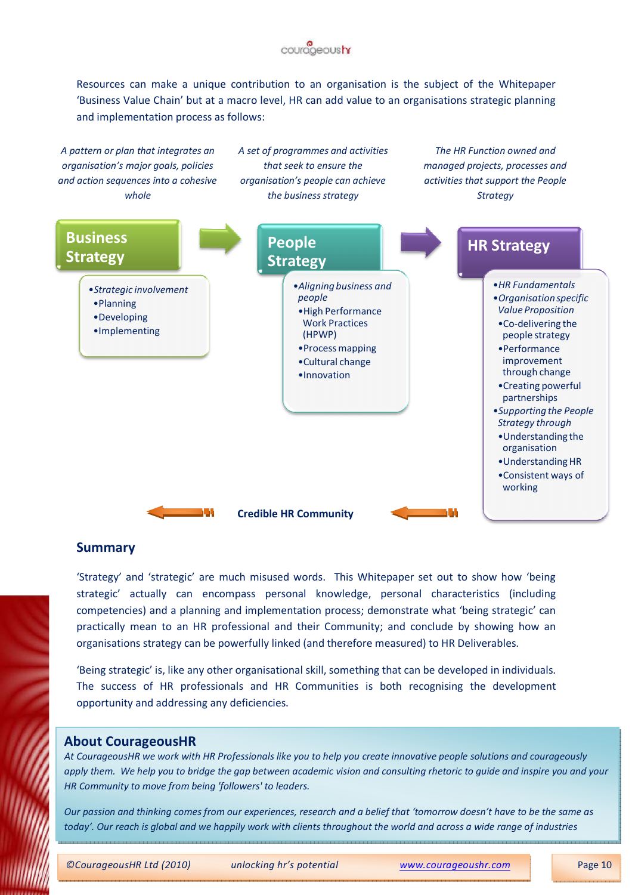Resources can make a unique contribution to an organisation is the subject of the Whitepaper 'Business Value Chain' but at a macro level, HR can add value to an organisations strategic planning and implementation process as follows:

*A pattern or plan that integrates an organisation's major goals, policies and action sequences into a cohesive whole*

*A set of programmes and activities that seek to ensure the organisation's people can achieve the business strategy*

*The HR Function owned and managed projects, processes and activities that support the People Strategy*

**Business Strategy**

- *Strategic involvement*
  - Planning
  - Developing
  - Implementing

**People Strategy**

- *Aligning business and people*
  - High Performance Work Practices (HPWP)
  - Process mapping
  - Cultural change
  - Innovation

**HR Strategy**

- *HR Fundamentals*
- *Organisation specific Value Proposition*
  - Co-delivering the people strategy
  - Performance improvement through change
  - Creating powerful partnerships
- *Supporting the People Strategy through*
  - Understanding the organisation
  - Understanding HR
  - Consistent ways of working

**Credible HR Community**

## Summary

'Strategy' and 'strategic' are much misused words. This Whitepaper set out to show how 'being strategic' actually can encompass personal knowledge, personal characteristics (including competencies) and a planning and implementation process; demonstrate what 'being strategic' can practically mean to an HR professional and their Community; and conclude by showing how an organisations strategy can be powerfully linked (and therefore measured) to HR Deliverables.

'Being strategic' is, like any other organisational skill, something that can be developed in individuals. The success of HR professionals and HR Communities is both recognising the development opportunity and addressing any deficiencies.

## About CourageousHR

*At CourageousHR we work with HR Professionals like you to help you create innovative people solutions and courageously apply them. We help you to bridge the gap between academic vision and consulting rhetoric to guide and inspire you and your HR Community to move from being 'followers' to leaders.*

*Our passion and thinking comes from our experiences, research and a belief that 'tomorrow doesn't have to be the same as today'. Our reach is global and we happily work with clients throughout the world and across a wide range of industries*